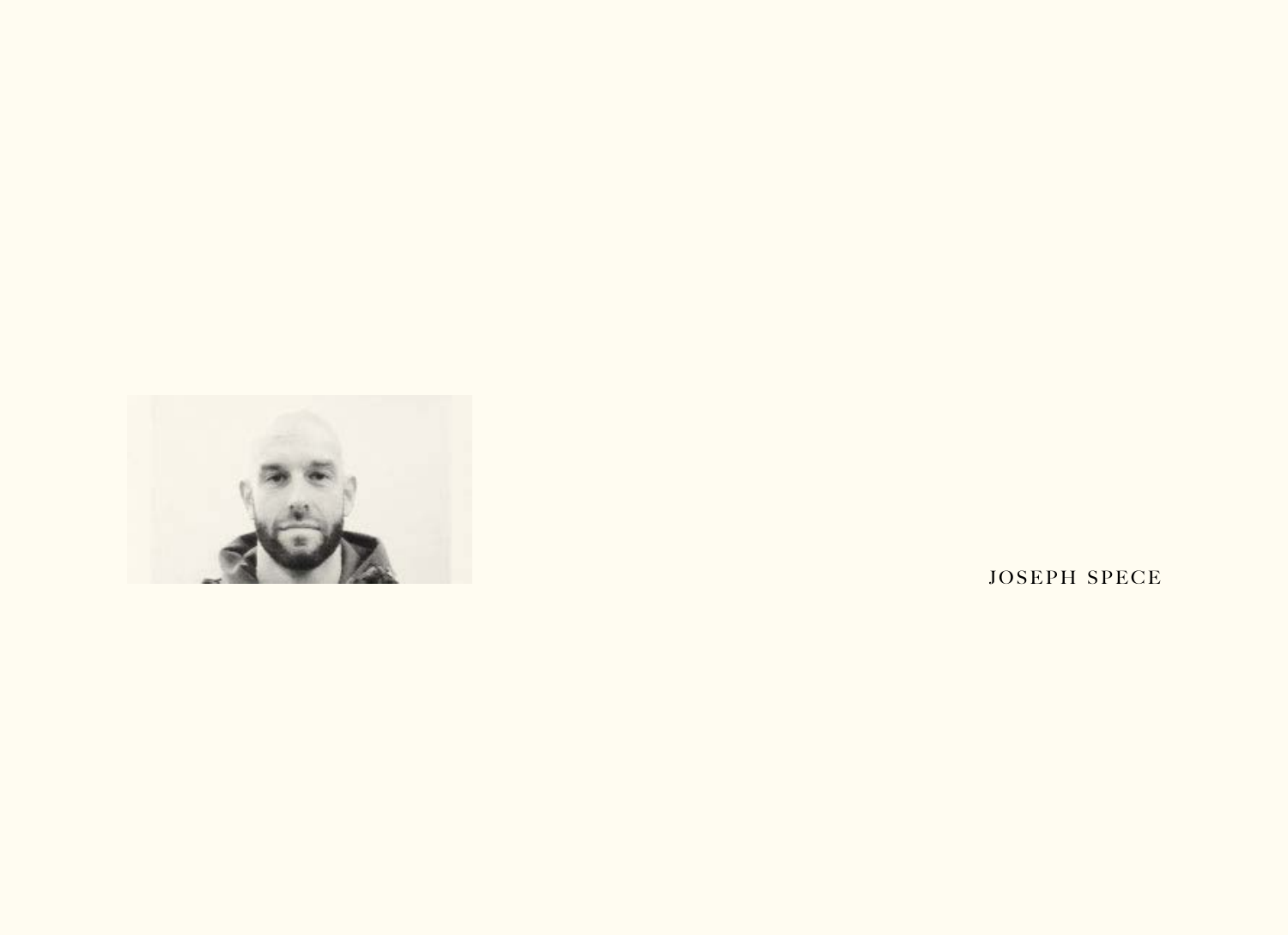JOSEPH SPECE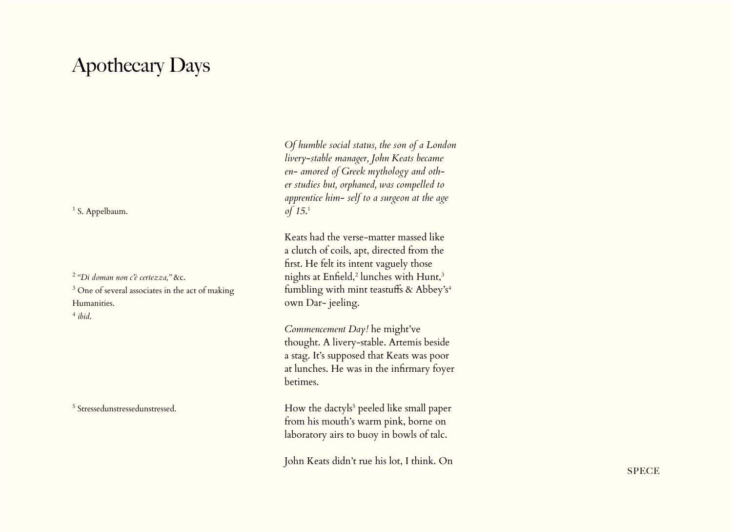# Apothecary Days

*Of humble social status, the son of a London livery-stable manager, John Keats became en- amored of Greek mythology and oth- er studies but, orphaned, was compelled to apprentice him- self to a surgeon at the age of 15.*[1]

Keats had the verse-matter massed like a clutch of coils, apt, directed from the first. He felt its intent vaguely those nights at Enfield,[2] lunches with Hunt,[3] fumbling with mint teastuffs & Abbey's[4] own Dar- jeeling.

*Commencement Day!* he might've thought. A livery-stable. Artemis beside a stag. It's supposed that Keats was poor at lunches. He was in the infirmary foyer betimes.

How the dactyls[5] peeled like small paper from his mouth's warm pink, borne on laboratory airs to buoy in bowls of talc.

John Keats didn't rue his lot, I think. On

[1] S. Appelbaum.

[2] *"Di doman non c'è certezza,"* &c.

[3] One of several associates in the act of making Humanities.

[4] *ibid*.

[5] Stressedunstressedunstressed.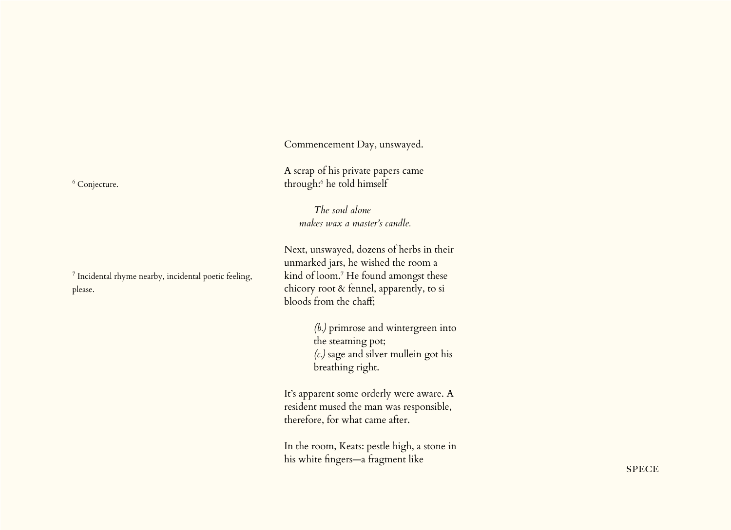Commencement Day, unswayed.

A scrap of his private papers came
through:[6] he told himself

*The soul alone*
*makes wax a master's candle.*

Next, unswayed, dozens of herbs in their
unmarked jars, he wished the room a
kind of loom.[7] He found amongst these
chicory root & fennel, apparently, to si
bloods from the chaff;

*(b.)* primrose and wintergreen into
the steaming pot;
*(c.)* sage and silver mullein got his
breathing right.

It's apparent some orderly were aware. A
resident mused the man was responsible,
therefore, for what came after.

In the room, Keats: pestle high, a stone in
his white fingers—a fragment like

[6] Conjecture.

[7] Incidental rhyme nearby, incidental poetic feeling, please.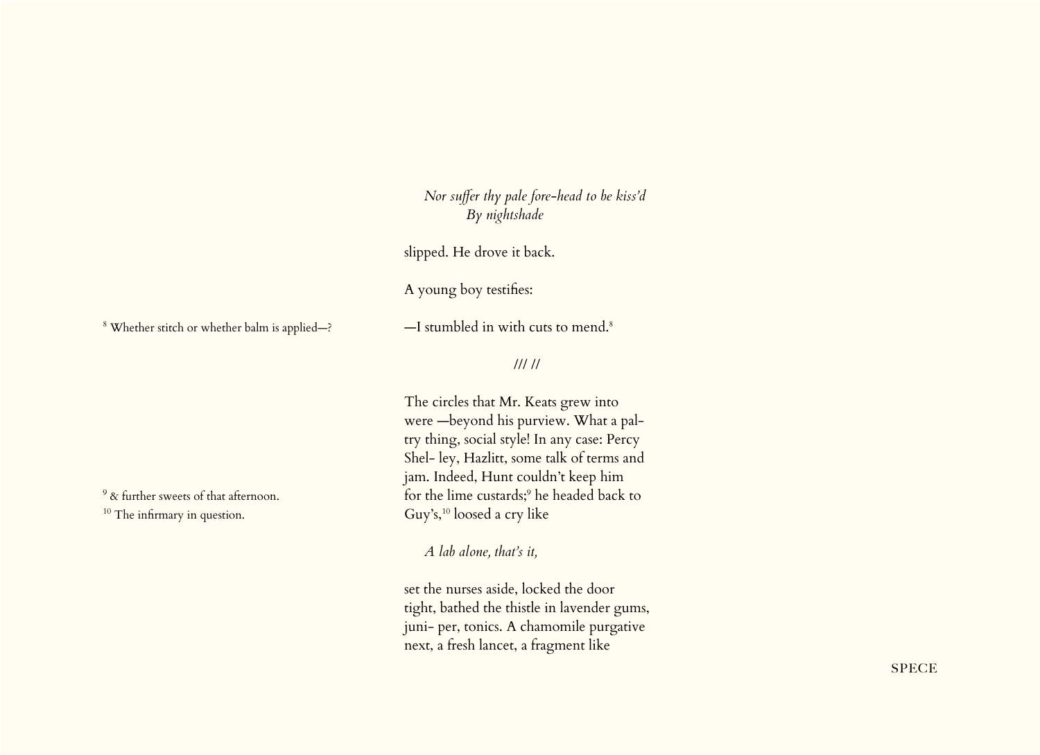*Nor suffer thy pale fore-head to be kiss'd*
*By nightshade*

slipped. He drove it back.

A young boy testifies:

—I stumbled in with cuts to mend.[8]

[8] Whether stitch or whether balm is applied—?

/// //

The circles that Mr. Keats grew into
were —beyond his purview. What a pal-
try thing, social style! In any case: Percy
Shel- ley, Hazlitt, some talk of terms and
jam. Indeed, Hunt couldn't keep him
for the lime custards;[9] he headed back to
Guy's,[10] loosed a cry like

[9] & further sweets of that afternoon.

[10] The infirmary in question.

*A lab alone, that's it,*

set the nurses aside, locked the door
tight, bathed the thistle in lavender gums,
juni- per, tonics. A chamomile purgative
next, a fresh lancet, a fragment like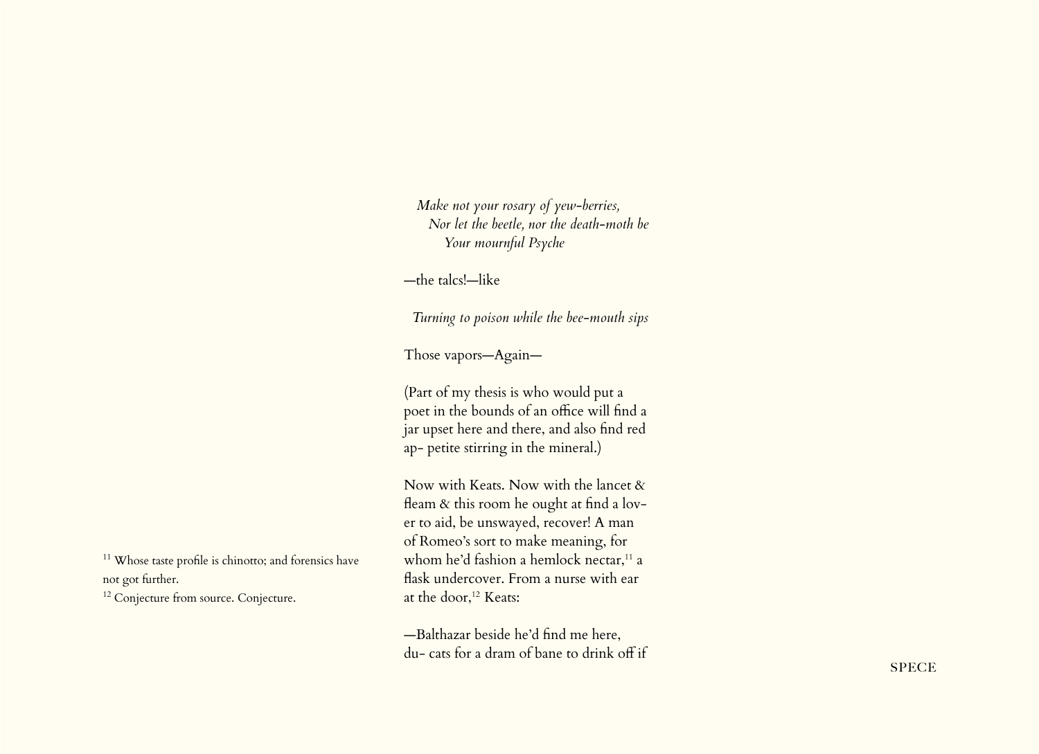*Make not your rosary of yew-berries,*
*Nor let the beetle, nor the death-moth be*
*Your mournful Psyche*

—the talcs!—like

*Turning to poison while the bee-mouth sips*

Those vapors—Again—

(Part of my thesis is who would put a poet in the bounds of an office will find a jar upset here and there, and also find red ap- petite stirring in the mineral.)

Now with Keats. Now with the lancet & fleam & this room he ought at find a lov- er to aid, be unswayed, recover! A man of Romeo's sort to make meaning, for whom he'd fashion a hemlock nectar,[11] a flask undercover. From a nurse with ear at the door,[12] Keats:

—Balthazar beside he'd find me here, du- cats for a dram of bane to drink off if

[11] Whose taste profile is chinotto; and forensics have not got further.

[12] Conjecture from source. Conjecture.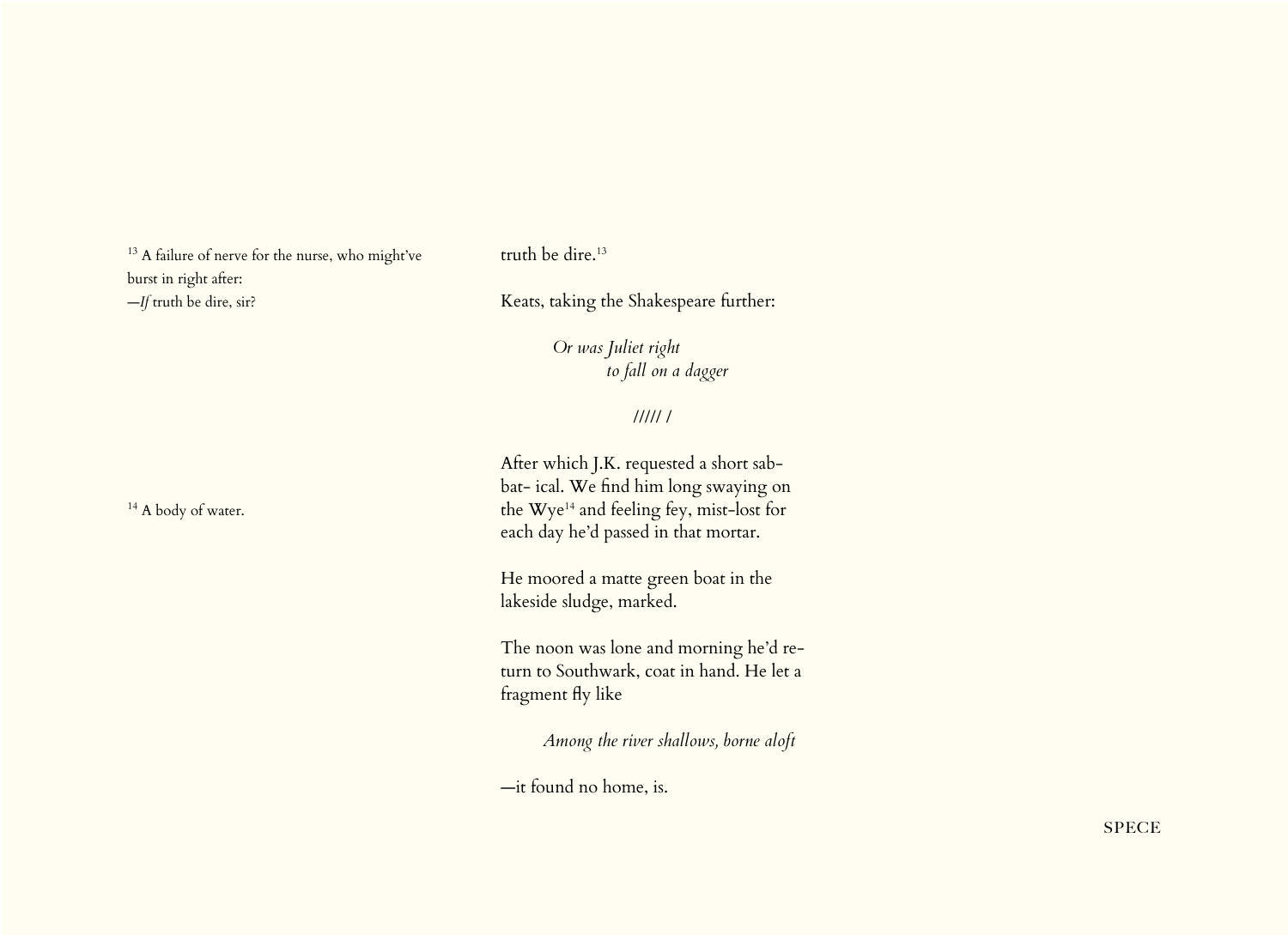truth be dire.[13]

Keats, taking the Shakespeare further:

> *Or was Juliet right*
> *to fall on a dagger*

*///// /*

After which J.K. requested a short sab- bat- ical. We find him long swaying on the Wye[14] and feeling fey, mist-lost for each day he'd passed in that mortar.

He moored a matte green boat in the lakeside sludge, marked.

The noon was lone and morning he'd re- turn to Southwark, coat in hand. He let a fragment fly like

> *Among the river shallows, borne aloft*

—it found no home, is.

[13] A failure of nerve for the nurse, who might've burst in right after:
—*If* truth be dire, sir?

[14] A body of water.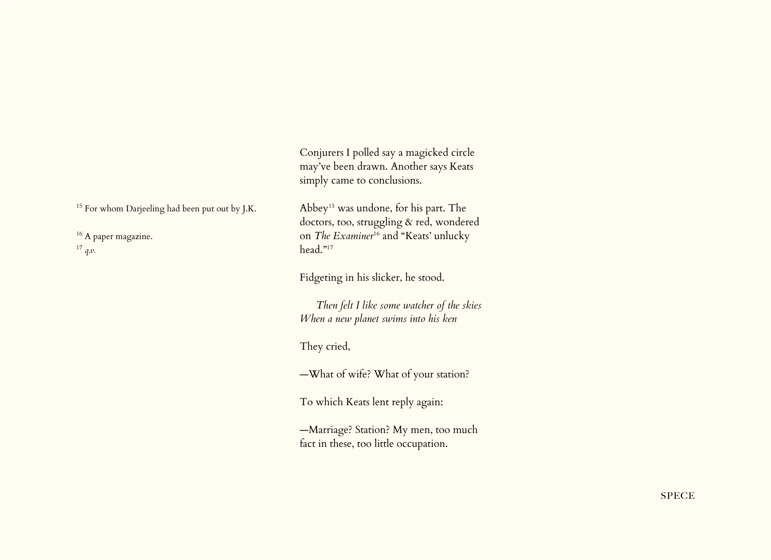Conjurers I polled say a magicked circle
may've been drawn. Another says Keats
simply came to conclusions.

Abbey[15] was undone, for his part. The
doctors, too, struggling & red, wondered
on *The Examiner*[16] and "Keats' unlucky
head."[17]

Fidgeting in his slicker, he stood.

*Then felt I like some watcher of the skies*
*When a new planet swims into his ken*

They cried,

—What of wife? What of your station?

To which Keats lent reply again:

—Marriage? Station? My men, too much
fact in these, too little occupation.

[15] For whom Darjeeling had been put out by J.K.

[16] A paper magazine.

[17] *q.v.*

SPECE